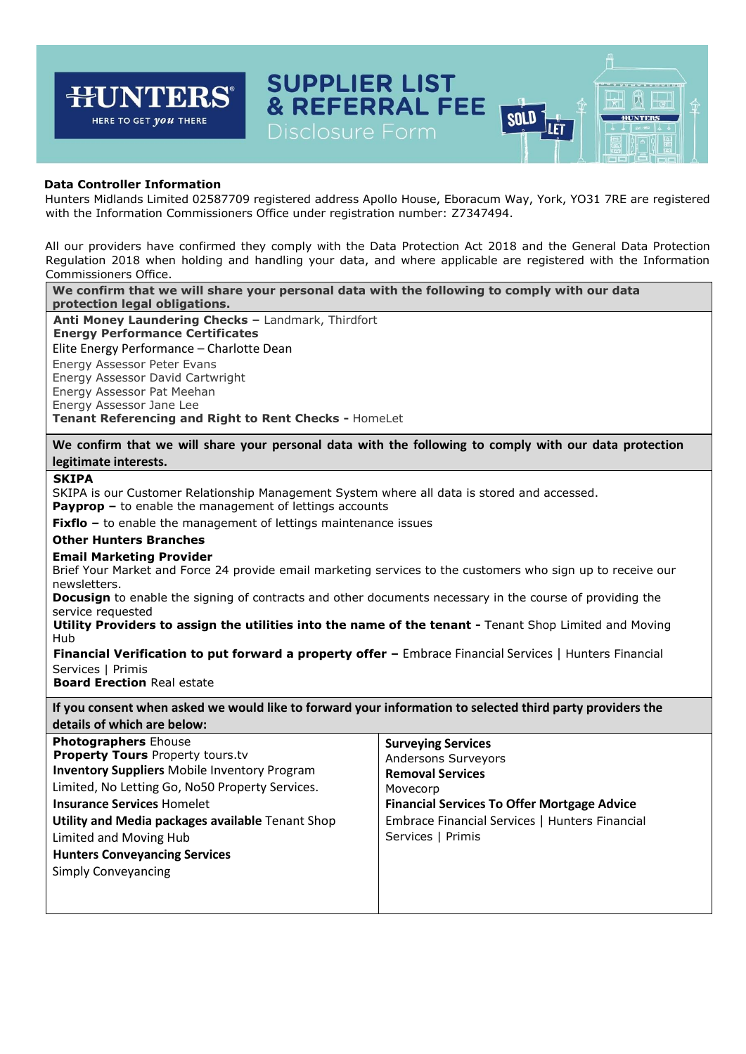# HUNTERS

HERE TO GET *you* THERE

# SUPPLIER LIST & REFERRAL FEE

## Disclosure Form

**Data Controller Information**

Hunters Midlands Limited 02587709 registered address Apollo House, Eboracum Way, York, YO31 7RE are registered with the Information Commissioners Office under registration number: Z7347494.

All our providers have confirmed they comply with the Data Protection Act 2018 and the General Data Protection Regulation 2018 when holding and handling your data, and where applicable are registered with the Information Commissioners Office.

**We confirm that we will share your personal data with the following to comply with our data protection legal obligations.**

**Anti Money Laundering Checks –** Landmark, Thirdfort

**Energy Performance Certificates**

Elite Energy Performance – Charlotte Dean

Energy Assessor Peter Evans

Energy Assessor David Cartwright

Energy Assessor Pat Meehan

Energy Assessor Jane Lee

**Tenant Referencing and Right to Rent Checks -** HomeLet

**We confirm that we will share your personal data with the following to comply with our data protection legitimate interests.**

**SKIPA**

SKIPA is our Customer Relationship Management System where all data is stored and accessed.

**Payprop –** to enable the management of lettings accounts

**Fixflo –** to enable the management of lettings maintenance issues

**Other Hunters Branches**

**Email Marketing Provider**

Brief Your Market and Force 24 provide email marketing services to the customers who sign up to receive our newsletters.

**Docusign** to enable the signing of contracts and other documents necessary in the course of providing the service requested

**Utility Providers to assign the utilities into the name of the tenant -** Tenant Shop Limited and Moving Hub

**Financial Verification to put forward a property offer –** Embrace Financial Services | Hunters Financial Services | Primis

**Board Erection** Real estate

**If you consent when asked we would like to forward your information to selected third party providers the details of which are below:**

**Photographers** Ehouse

**Property Tours** Property tours.tv

**Inventory Suppliers** Mobile Inventory Program Limited, No Letting Go, No50 Property Services.

**Insurance Services** Homelet

**Utility and Media packages available** Tenant Shop Limited and Moving Hub

**Hunters Conveyancing Services**

Simply Conveyancing

**Surveying Services**

Andersons Surveyors

**Removal Services**

Movecorp

**Financial Services To Offer Mortgage Advice**

Embrace Financial Services | Hunters Financial Services | Primis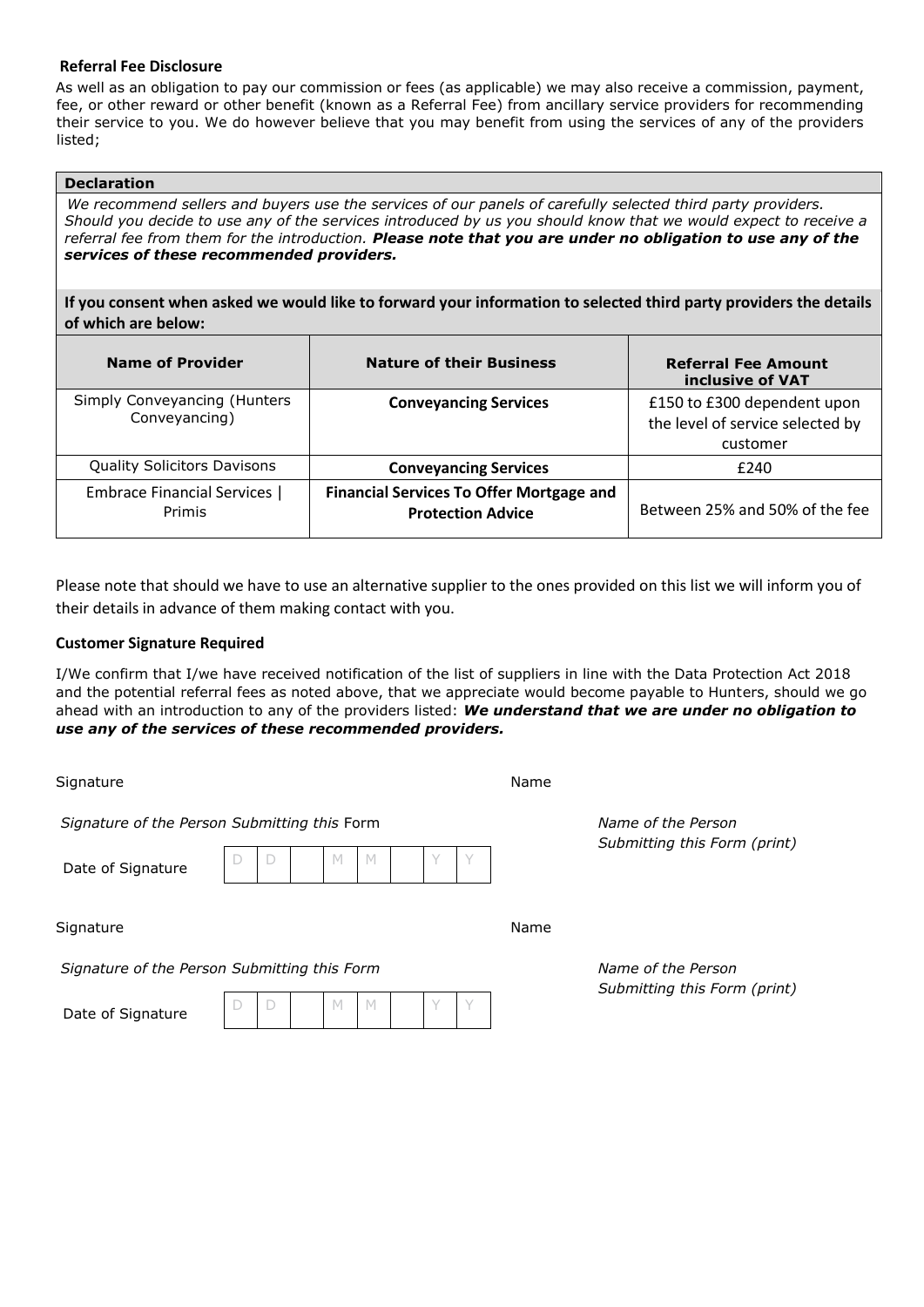**Referral Fee Disclosure**

As well as an obligation to pay our commission or fees (as applicable) we may also receive a commission, payment, fee, or other reward or other benefit (known as a Referral Fee) from ancillary service providers for recommending their service to you. We do however believe that you may benefit from using the services of any of the providers listed;

**Declaration**

*We recommend sellers and buyers use the services of our panels of carefully selected third party providers. Should you decide to use any of the services introduced by us you should know that we would expect to receive a referral fee from them for the introduction.* ***Please note that you are under no obligation to use any of the services of these recommended providers.***

**If you consent when asked we would like to forward your information to selected third party providers the details of which are below:**

| Name of Provider | Nature of their Business | Referral Fee Amount inclusive of VAT |
|---|---|---|
| Simply Conveyancing (Hunters Conveyancing) | **Conveyancing Services** | £150 to £300 dependent upon the level of service selected by customer |
| Quality Solicitors Davisons | **Conveyancing Services** | £240 |
| Embrace Financial Services \| Primis | **Financial Services To Offer Mortgage and Protection Advice** | Between 25% and 50% of the fee |

Please note that should we have to use an alternative supplier to the ones provided on this list we will inform you of their details in advance of them making contact with you.

**Customer Signature Required**

I/We confirm that I/we have received notification of the list of suppliers in line with the Data Protection Act 2018 and the potential referral fees as noted above, that we appreciate would become payable to Hunters, should we go ahead with an introduction to any of the providers listed: ***We understand that we are under no obligation to use any of the services of these recommended providers.***

Signature

*Signature of the Person Submitting this* Form

Date of Signature D D / M M / Y Y

Name

*Name of the Person Submitting this Form (print)*

Signature

*Signature of the Person Submitting this Form*

Date of Signature D D / M M / Y Y

Name

*Name of the Person Submitting this Form (print)*